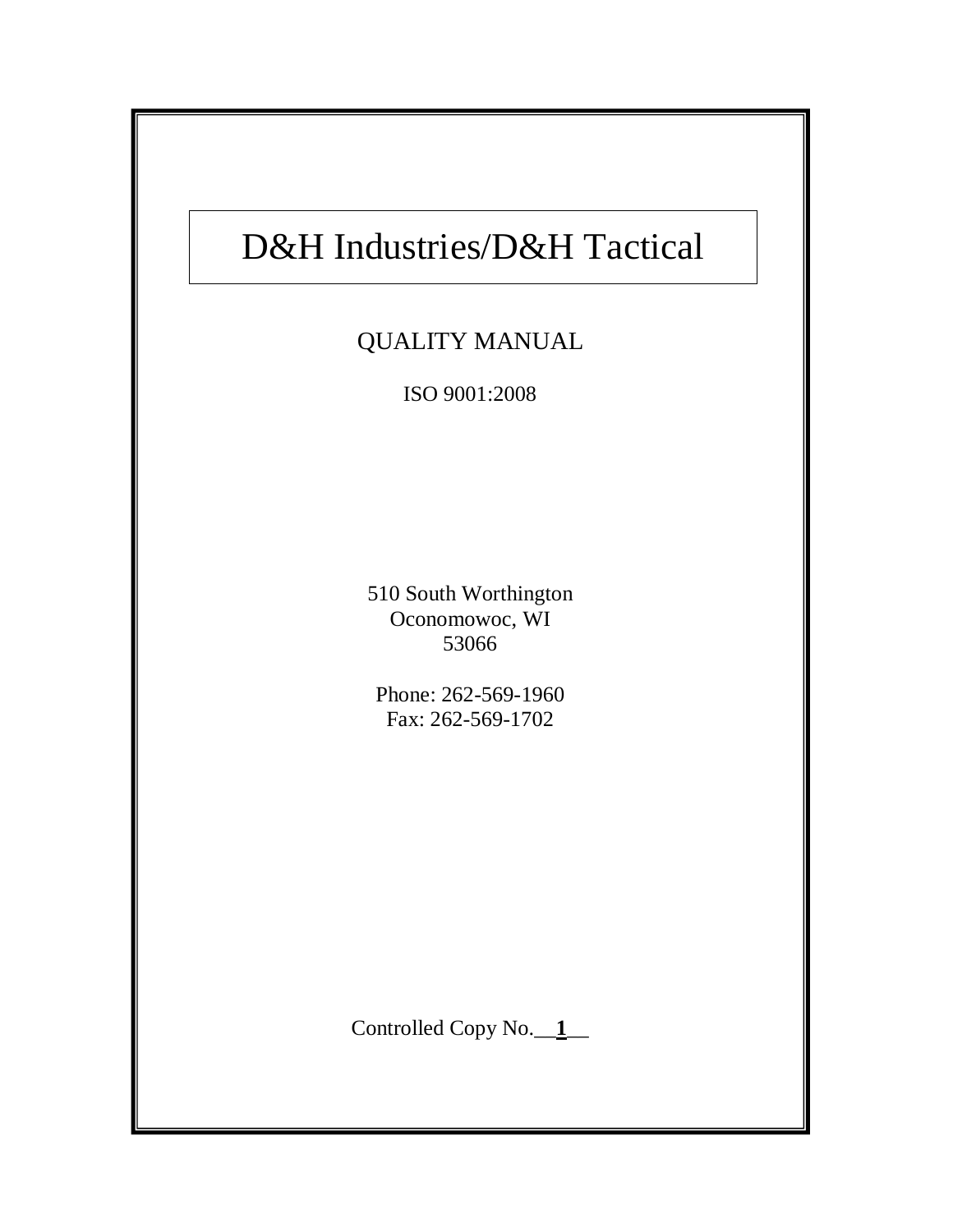# D&H Industries/D&H Tactical

## QUALITY MANUAL

ISO 9001:2008

510 South Worthington
Oconomowoc, WI
53066

Phone: 262-569-1960
Fax: 262-569-1702

Controlled Copy No.__**1**__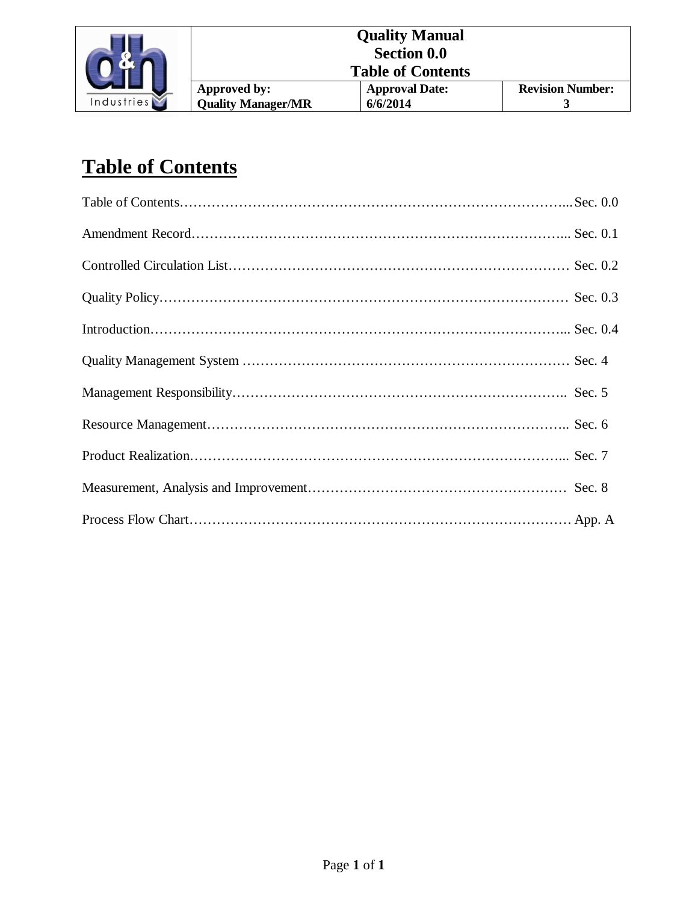# Table of Contents

Table of Contents……………………………………………………………………….... Sec. 0.0

Amendment Record…………………………………………………………………….... Sec. 0.1

Controlled Circulation List………………………………………………………………… Sec. 0.2

Quality Policy……………………………………………………………………………… Sec. 0.3

Introduction……………………………………………………………………………….... Sec. 0.4

Quality Management System ……………………………………………………………… Sec. 4

Management Responsibility……………………………………………………………….. Sec. 5

Resource Management…………………………………………………………………….. Sec. 6

Product Realization………………………………………………………………………... Sec. 7

Measurement, Analysis and Improvement………………………………………………… Sec. 8

Process Flow Chart………………………………………………………………………… App. A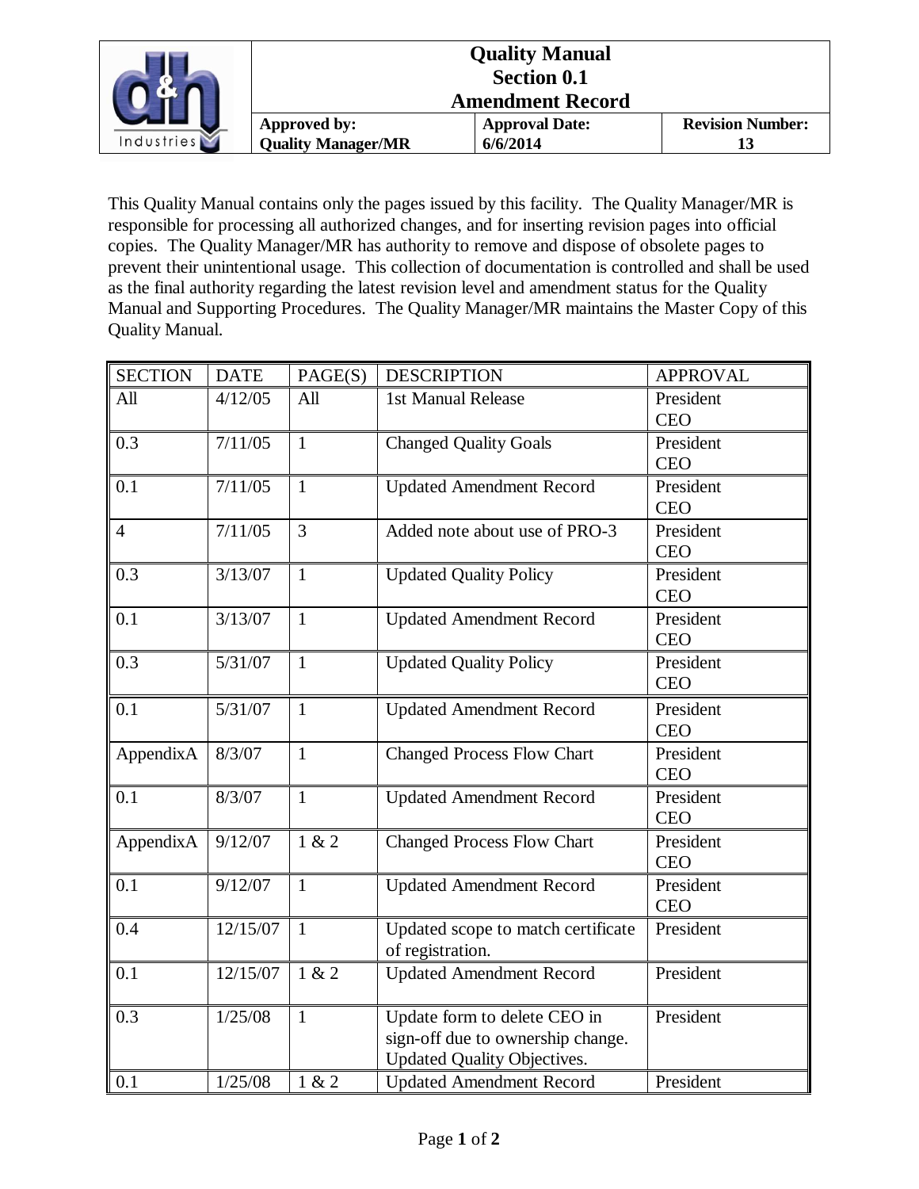| Quality Manual<br>Section 0.1<br>Amendment Record | | |
|---|---|---|
| **Approved by:**<br>**Quality Manager/MR** | **Approval Date:**<br>**6/6/2014** | **Revision Number:**<br>**13** |

This Quality Manual contains only the pages issued by this facility. The Quality Manager/MR is responsible for processing all authorized changes, and for inserting revision pages into official copies. The Quality Manager/MR has authority to remove and dispose of obsolete pages to prevent their unintentional usage. This collection of documentation is controlled and shall be used as the final authority regarding the latest revision level and amendment status for the Quality Manual and Supporting Procedures. The Quality Manager/MR maintains the Master Copy of this Quality Manual.

| SECTION | DATE | PAGE(S) | DESCRIPTION | APPROVAL |
|---|---|---|---|---|
| All | 4/12/05 | All | 1st Manual Release | President CEO |
| 0.3 | 7/11/05 | 1 | Changed Quality Goals | President CEO |
| 0.1 | 7/11/05 | 1 | Updated Amendment Record | President CEO |
| 4 | 7/11/05 | 3 | Added note about use of PRO-3 | President CEO |
| 0.3 | 3/13/07 | 1 | Updated Quality Policy | President CEO |
| 0.1 | 3/13/07 | 1 | Updated Amendment Record | President CEO |
| 0.3 | 5/31/07 | 1 | Updated Quality Policy | President CEO |
| 0.1 | 5/31/07 | 1 | Updated Amendment Record | President CEO |
| AppendixA | 8/3/07 | 1 | Changed Process Flow Chart | President CEO |
| 0.1 | 8/3/07 | 1 | Updated Amendment Record | President CEO |
| AppendixA | 9/12/07 | 1 & 2 | Changed Process Flow Chart | President CEO |
| 0.1 | 9/12/07 | 1 | Updated Amendment Record | President CEO |
| 0.4 | 12/15/07 | 1 | Updated scope to match certificate of registration. | President |
| 0.1 | 12/15/07 | 1 & 2 | Updated Amendment Record | President |
| 0.3 | 1/25/08 | 1 | Update form to delete CEO in sign-off due to ownership change. Updated Quality Objectives. | President |
| 0.1 | 1/25/08 | 1 & 2 | Updated Amendment Record | President |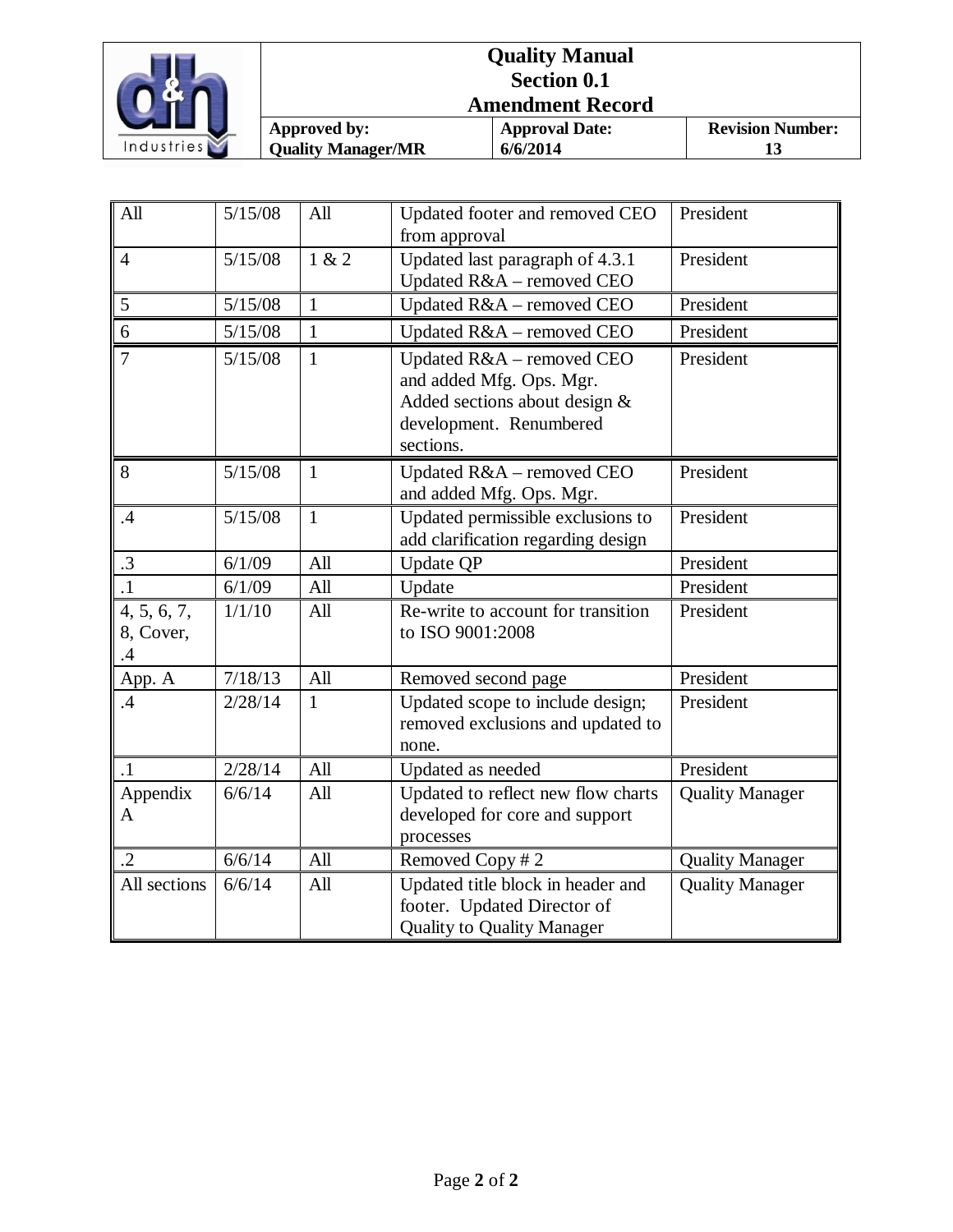| All | 5/15/08 | All | Updated footer and removed CEO from approval | President |
|---|---|---|---|---|
| 4 | 5/15/08 | 1 & 2 | Updated last paragraph of 4.3.1 Updated R&A – removed CEO | President |
| 5 | 5/15/08 | 1 | Updated R&A – removed CEO | President |
| 6 | 5/15/08 | 1 | Updated R&A – removed CEO | President |
| 7 | 5/15/08 | 1 | Updated R&A – removed CEO and added Mfg. Ops. Mgr. Added sections about design & development. Renumbered sections. | President |
| 8 | 5/15/08 | 1 | Updated R&A – removed CEO and added Mfg. Ops. Mgr. | President |
| .4 | 5/15/08 | 1 | Updated permissible exclusions to add clarification regarding design | President |
| .3 | 6/1/09 | All | Update QP | President |
| .1 | 6/1/09 | All | Update | President |
| 4, 5, 6, 7, 8, Cover, .4 | 1/1/10 | All | Re-write to account for transition to ISO 9001:2008 | President |
| App. A | 7/18/13 | All | Removed second page | President |
| .4 | 2/28/14 | 1 | Updated scope to include design; removed exclusions and updated to none. | President |
| .1 | 2/28/14 | All | Updated as needed | President |
| Appendix A | 6/6/14 | All | Updated to reflect new flow charts developed for core and support processes | Quality Manager |
| .2 | 6/6/14 | All | Removed Copy # 2 | Quality Manager |
| All sections | 6/6/14 | All | Updated title block in header and footer. Updated Director of Quality to Quality Manager | Quality Manager |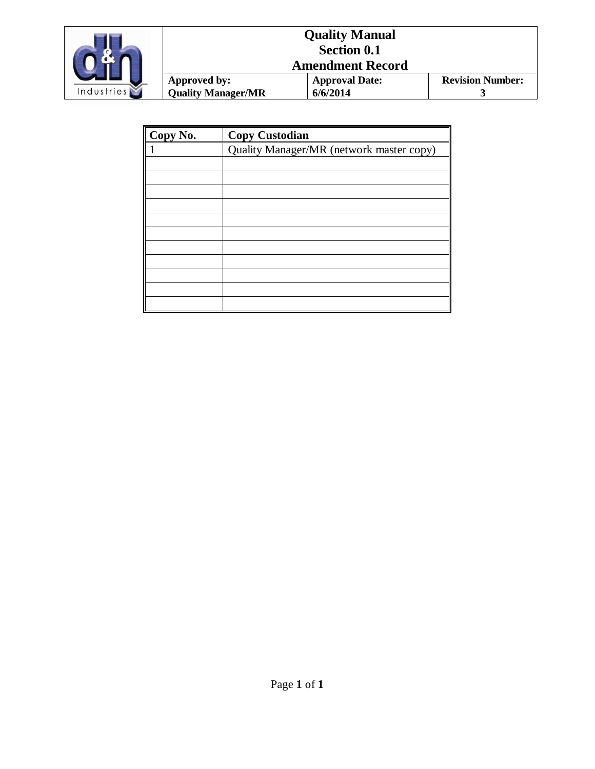| Copy No. | Copy Custodian |
| --- | --- |
| 1 | Quality Manager/MR (network master copy) |
| | |
| | |
| | |
| | |
| | |
| | |
| | |
| | |
| | |
| | |
| | |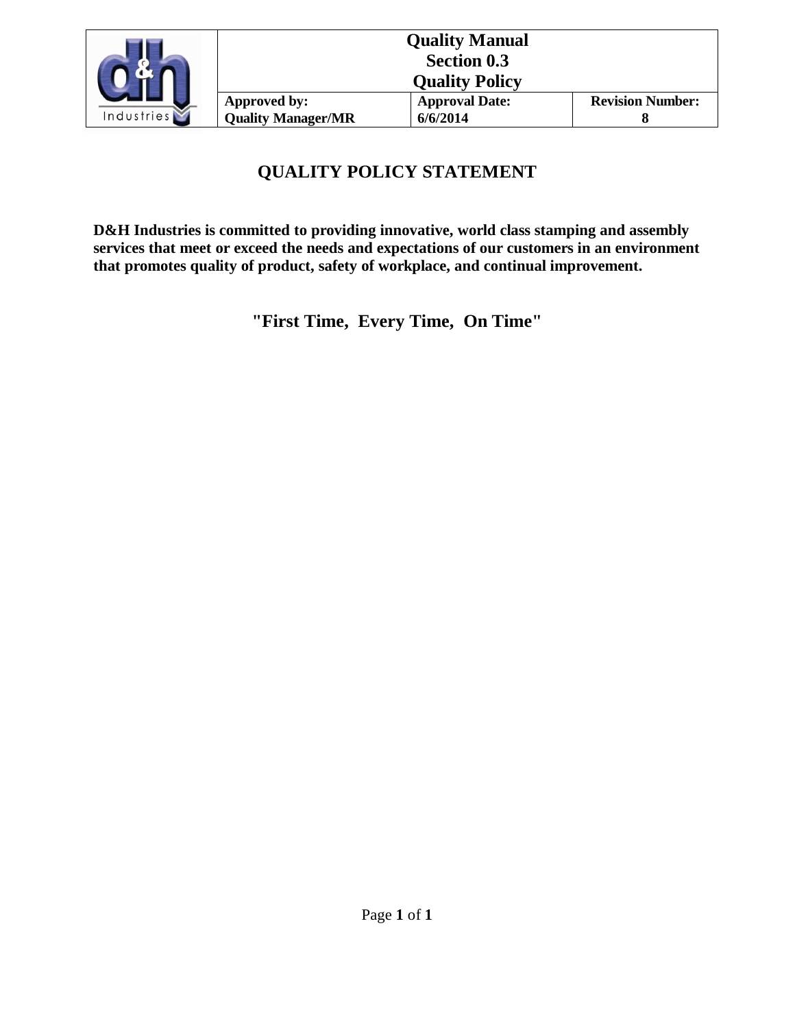| | Quality Manual<br>Section 0.3<br>Quality Policy | | |
|---|---|---|---|
| | **Approved by:**<br>**Quality Manager/MR** | **Approval Date:**<br>**6/6/2014** | **Revision Number:**<br>**8** |

# QUALITY POLICY STATEMENT

**D&H Industries is committed to providing innovative, world class stamping and assembly services that meet or exceed the needs and expectations of our customers in an environment that promotes quality of product, safety of workplace, and continual improvement.**

## "First Time, Every Time, On Time"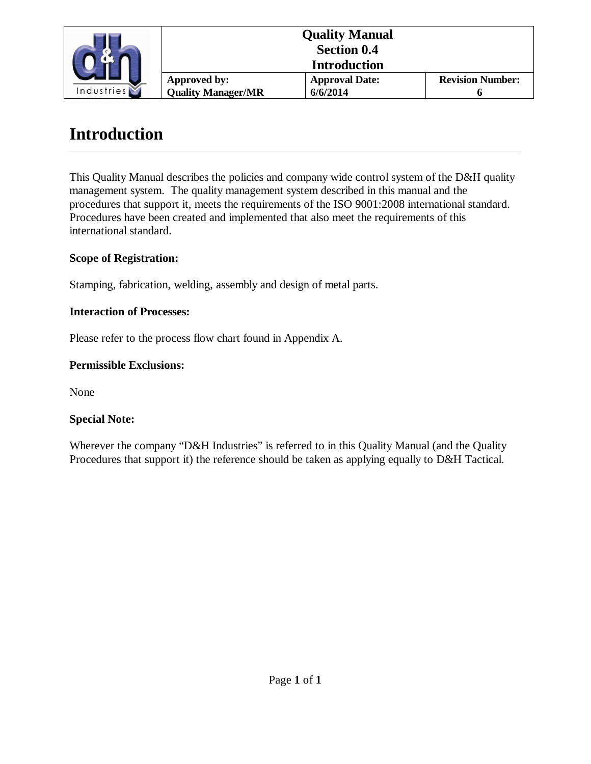# Introduction

This Quality Manual describes the policies and company wide control system of the D&H quality management system. The quality management system described in this manual and the procedures that support it, meets the requirements of the ISO 9001:2008 international standard. Procedures have been created and implemented that also meet the requirements of this international standard.

**Scope of Registration:**

Stamping, fabrication, welding, assembly and design of metal parts.

**Interaction of Processes:**

Please refer to the process flow chart found in Appendix A.

**Permissible Exclusions:**

None

**Special Note:**

Wherever the company "D&H Industries" is referred to in this Quality Manual (and the Quality Procedures that support it) the reference should be taken as applying equally to D&H Tactical.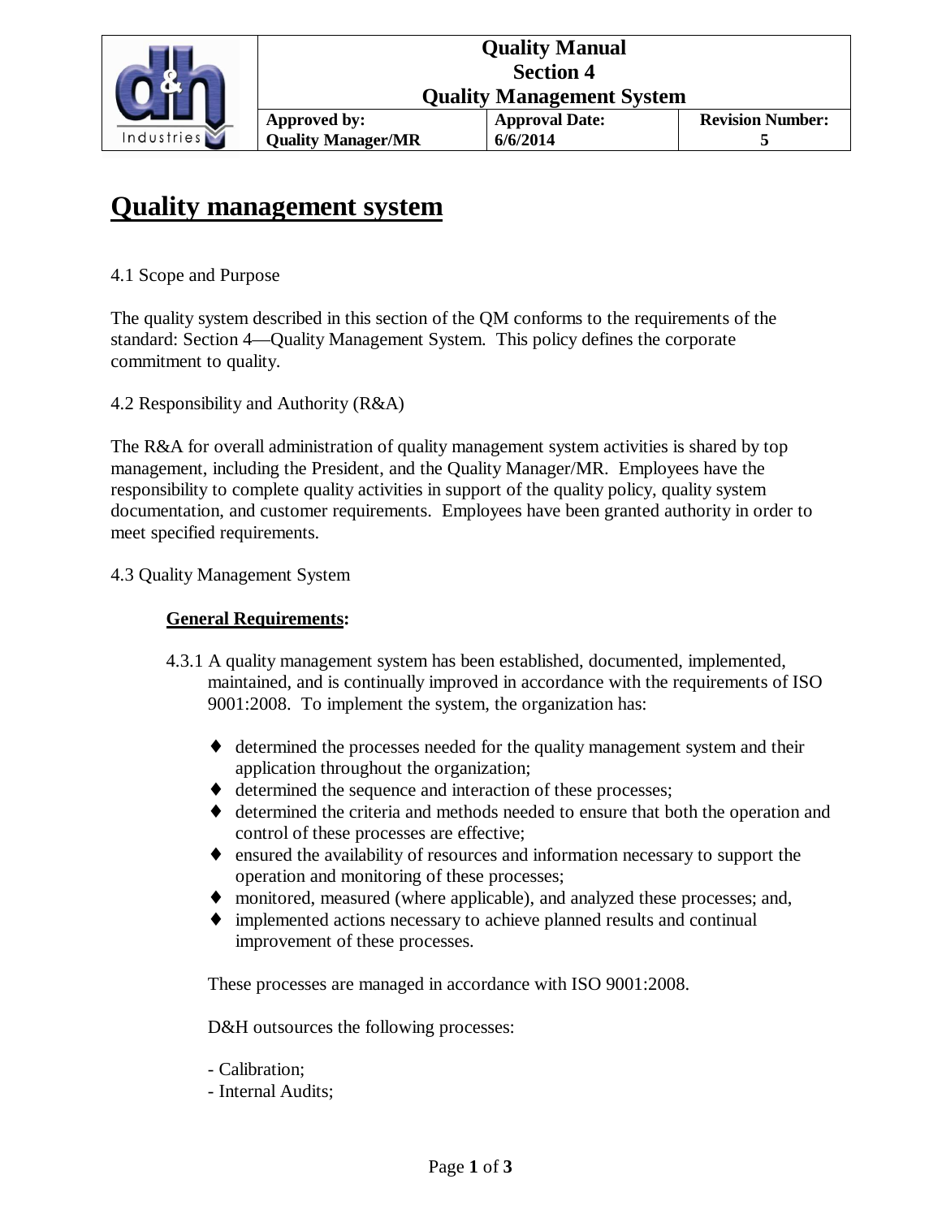# Quality management system

4.1 Scope and Purpose

The quality system described in this section of the QM conforms to the requirements of the standard: Section 4—Quality Management System. This policy defines the corporate commitment to quality.

4.2 Responsibility and Authority (R&A)

The R&A for overall administration of quality management system activities is shared by top management, including the President, and the Quality Manager/MR. Employees have the responsibility to complete quality activities in support of the quality policy, quality system documentation, and customer requirements. Employees have been granted authority in order to meet specified requirements.

4.3 Quality Management System

**General Requirements:**

4.3.1 A quality management system has been established, documented, implemented, maintained, and is continually improved in accordance with the requirements of ISO 9001:2008. To implement the system, the organization has:

- determined the processes needed for the quality management system and their application throughout the organization;
- determined the sequence and interaction of these processes;
- determined the criteria and methods needed to ensure that both the operation and control of these processes are effective;
- ensured the availability of resources and information necessary to support the operation and monitoring of these processes;
- monitored, measured (where applicable), and analyzed these processes; and,
- implemented actions necessary to achieve planned results and continual improvement of these processes.

These processes are managed in accordance with ISO 9001:2008.

D&H outsources the following processes:

- Calibration;
- Internal Audits;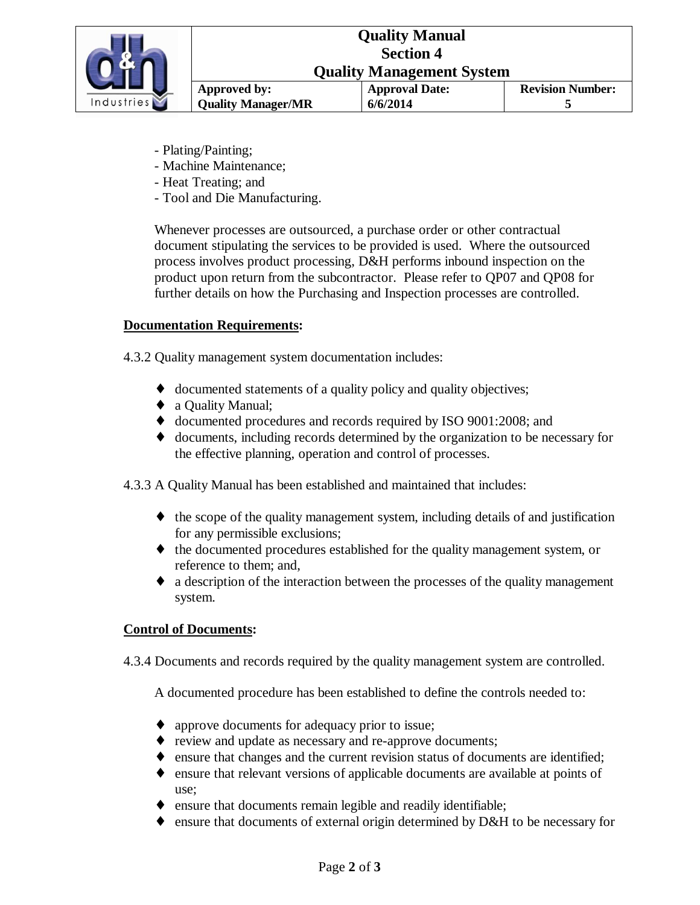- Plating/Painting;
- Machine Maintenance;
- Heat Treating; and
- Tool and Die Manufacturing.

Whenever processes are outsourced, a purchase order or other contractual document stipulating the services to be provided is used. Where the outsourced process involves product processing, D&H performs inbound inspection on the product upon return from the subcontractor. Please refer to QP07 and QP08 for further details on how the Purchasing and Inspection processes are controlled.

**<u>Documentation Requirements</u>:**

4.3.2 Quality management system documentation includes:

- documented statements of a quality policy and quality objectives;
- a Quality Manual;
- documented procedures and records required by ISO 9001:2008; and
- documents, including records determined by the organization to be necessary for the effective planning, operation and control of processes.

4.3.3 A Quality Manual has been established and maintained that includes:

- the scope of the quality management system, including details of and justification for any permissible exclusions;
- the documented procedures established for the quality management system, or reference to them; and,
- a description of the interaction between the processes of the quality management system.

**<u>Control of Documents</u>:**

4.3.4 Documents and records required by the quality management system are controlled.

A documented procedure has been established to define the controls needed to:

- approve documents for adequacy prior to issue;
- review and update as necessary and re-approve documents;
- ensure that changes and the current revision status of documents are identified;
- ensure that relevant versions of applicable documents are available at points of use;
- ensure that documents remain legible and readily identifiable;
- ensure that documents of external origin determined by D&H to be necessary for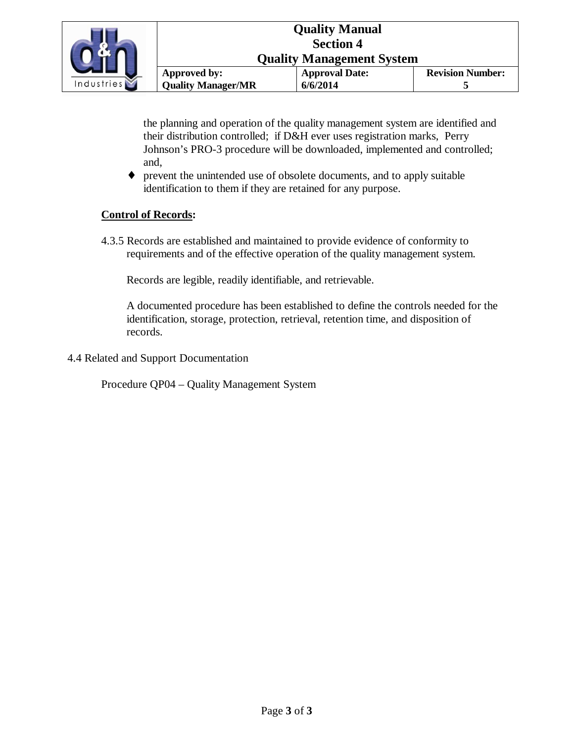the planning and operation of the quality management system are identified and their distribution controlled; if D&H ever uses registration marks, Perry Johnson's PRO-3 procedure will be downloaded, implemented and controlled; and,

- prevent the unintended use of obsolete documents, and to apply suitable identification to them if they are retained for any purpose.

**Control of Records:**

4.3.5 Records are established and maintained to provide evidence of conformity to requirements and of the effective operation of the quality management system.

Records are legible, readily identifiable, and retrievable.

A documented procedure has been established to define the controls needed for the identification, storage, protection, retrieval, retention time, and disposition of records.

4.4 Related and Support Documentation

Procedure QP04 – Quality Management System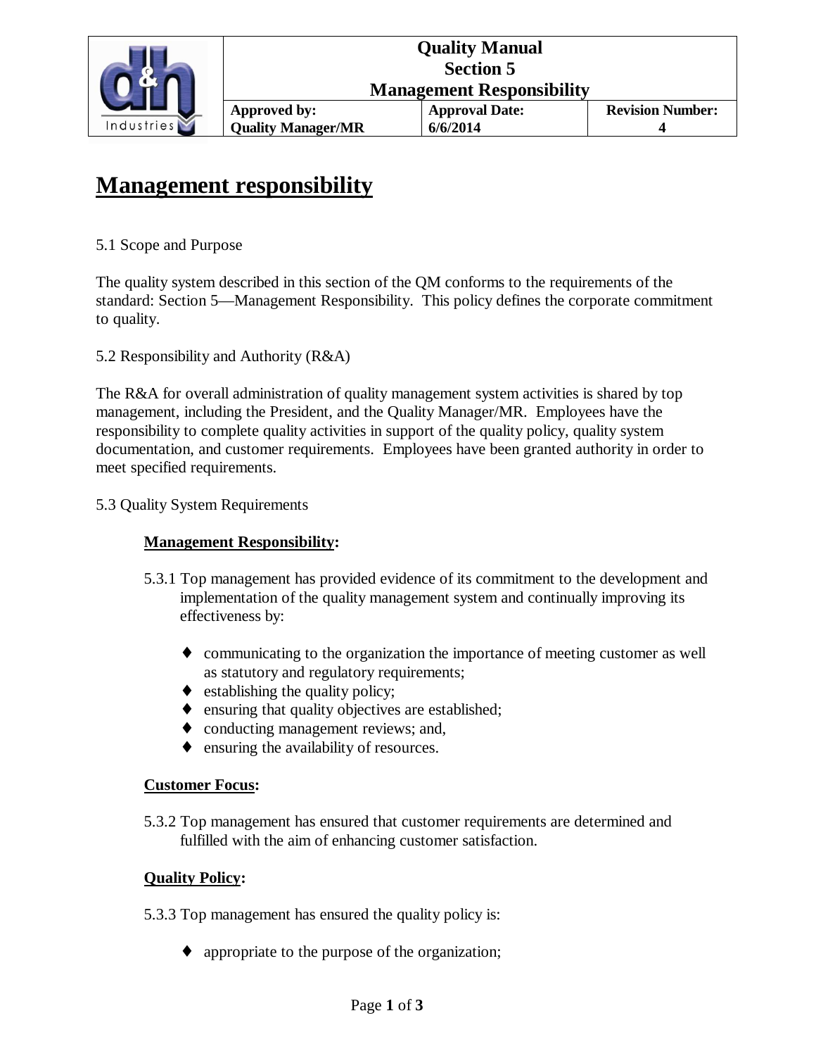# Management responsibility

5.1 Scope and Purpose

The quality system described in this section of the QM conforms to the requirements of the standard: Section 5—Management Responsibility. This policy defines the corporate commitment to quality.

5.2 Responsibility and Authority (R&A)

The R&A for overall administration of quality management system activities is shared by top management, including the President, and the Quality Manager/MR. Employees have the responsibility to complete quality activities in support of the quality policy, quality system documentation, and customer requirements. Employees have been granted authority in order to meet specified requirements.

5.3 Quality System Requirements

**Management Responsibility:**

5.3.1 Top management has provided evidence of its commitment to the development and implementation of the quality management system and continually improving its effectiveness by:

- communicating to the organization the importance of meeting customer as well as statutory and regulatory requirements;
- establishing the quality policy;
- ensuring that quality objectives are established;
- conducting management reviews; and,
- ensuring the availability of resources.

**Customer Focus:**

5.3.2 Top management has ensured that customer requirements are determined and fulfilled with the aim of enhancing customer satisfaction.

**Quality Policy:**

5.3.3 Top management has ensured the quality policy is:

- appropriate to the purpose of the organization;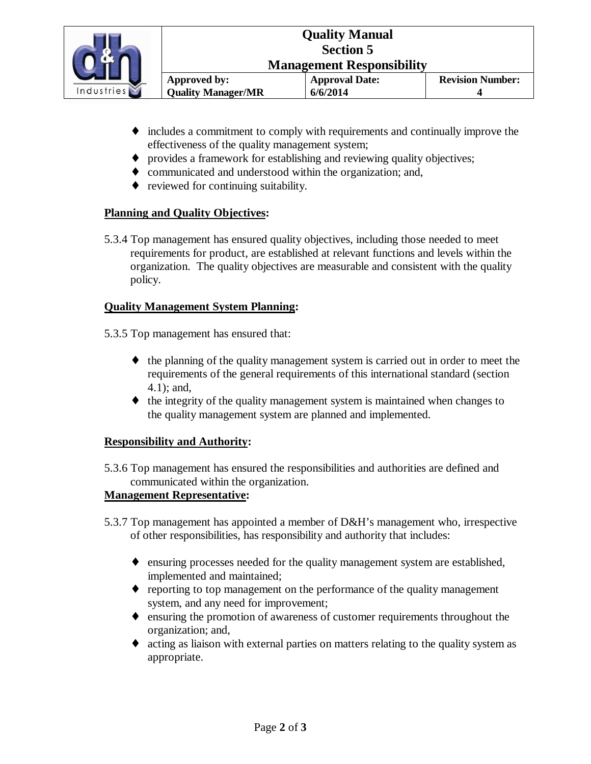- includes a commitment to comply with requirements and continually improve the effectiveness of the quality management system;
- provides a framework for establishing and reviewing quality objectives;
- communicated and understood within the organization; and,
- reviewed for continuing suitability.

**Planning and Quality Objectives:**

5.3.4 Top management has ensured quality objectives, including those needed to meet requirements for product, are established at relevant functions and levels within the organization. The quality objectives are measurable and consistent with the quality policy.

**Quality Management System Planning:**

5.3.5 Top management has ensured that:

- the planning of the quality management system is carried out in order to meet the requirements of the general requirements of this international standard (section 4.1); and,
- the integrity of the quality management system is maintained when changes to the quality management system are planned and implemented.

**Responsibility and Authority:**

5.3.6 Top management has ensured the responsibilities and authorities are defined and communicated within the organization.

**Management Representative:**

5.3.7 Top management has appointed a member of D&H's management who, irrespective of other responsibilities, has responsibility and authority that includes:

- ensuring processes needed for the quality management system are established, implemented and maintained;
- reporting to top management on the performance of the quality management system, and any need for improvement;
- ensuring the promotion of awareness of customer requirements throughout the organization; and,
- acting as liaison with external parties on matters relating to the quality system as appropriate.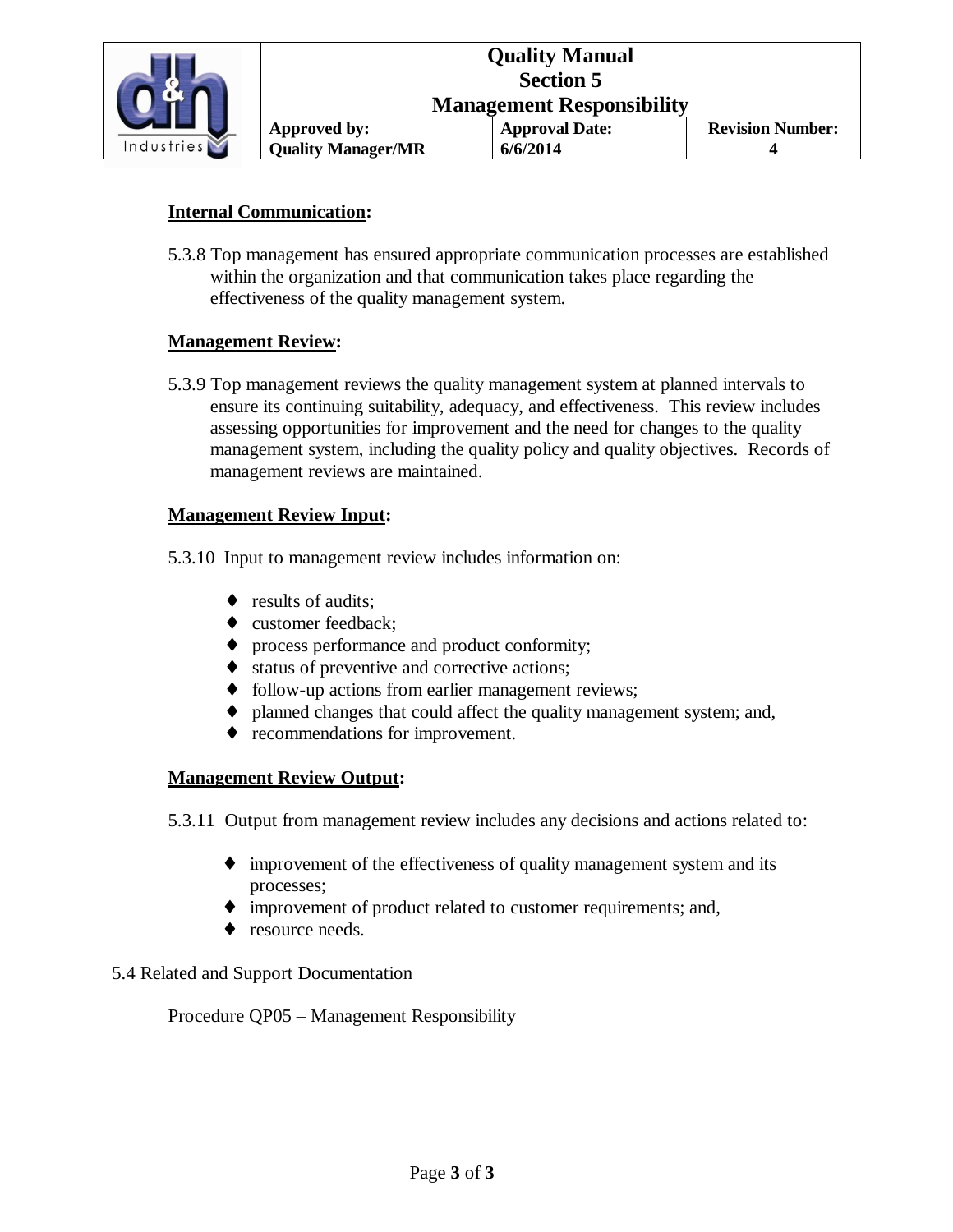**Internal Communication:**

5.3.8 Top management has ensured appropriate communication processes are established within the organization and that communication takes place regarding the effectiveness of the quality management system.

**Management Review:**

5.3.9 Top management reviews the quality management system at planned intervals to ensure its continuing suitability, adequacy, and effectiveness. This review includes assessing opportunities for improvement and the need for changes to the quality management system, including the quality policy and quality objectives. Records of management reviews are maintained.

**Management Review Input:**

5.3.10 Input to management review includes information on:

- results of audits;
- customer feedback;
- process performance and product conformity;
- status of preventive and corrective actions;
- follow-up actions from earlier management reviews;
- planned changes that could affect the quality management system; and,
- recommendations for improvement.

**Management Review Output:**

5.3.11 Output from management review includes any decisions and actions related to:

- improvement of the effectiveness of quality management system and its processes;
- improvement of product related to customer requirements; and,
- resource needs.

5.4 Related and Support Documentation

Procedure QP05 – Management Responsibility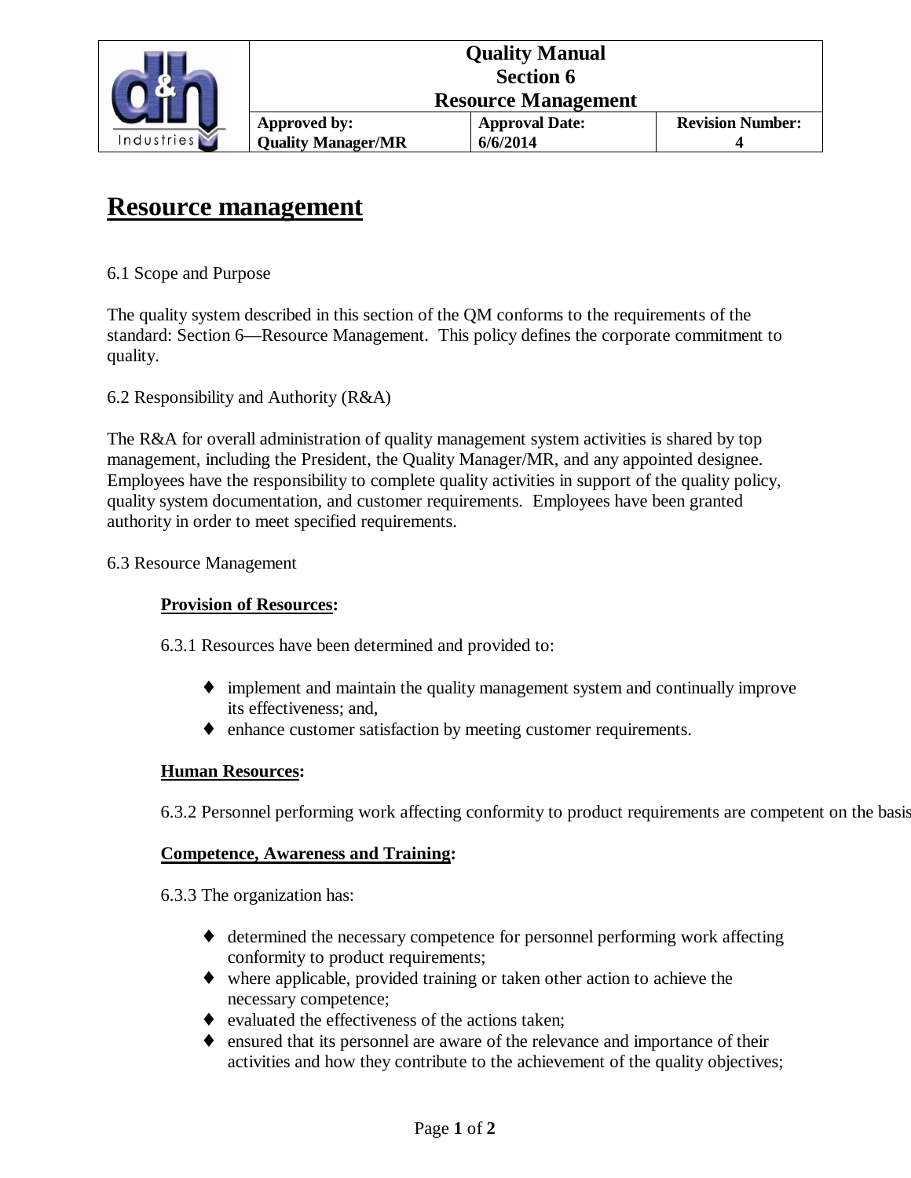# Resource management

6.1 Scope and Purpose

The quality system described in this section of the QM conforms to the requirements of the standard: Section 6—Resource Management. This policy defines the corporate commitment to quality.

6.2 Responsibility and Authority (R&A)

The R&A for overall administration of quality management system activities is shared by top management, including the President, the Quality Manager/MR, and any appointed designee. Employees have the responsibility to complete quality activities in support of the quality policy, quality system documentation, and customer requirements. Employees have been granted authority in order to meet specified requirements.

6.3 Resource Management

**Provision of Resources:**

6.3.1 Resources have been determined and provided to:

- implement and maintain the quality management system and continually improve its effectiveness; and,
- enhance customer satisfaction by meeting customer requirements.

**Human Resources:**

6.3.2 Personnel performing work affecting conformity to product requirements are competent on the basis

**Competence, Awareness and Training:**

6.3.3 The organization has:

- determined the necessary competence for personnel performing work affecting conformity to product requirements;
- where applicable, provided training or taken other action to achieve the necessary competence;
- evaluated the effectiveness of the actions taken;
- ensured that its personnel are aware of the relevance and importance of their activities and how they contribute to the achievement of the quality objectives;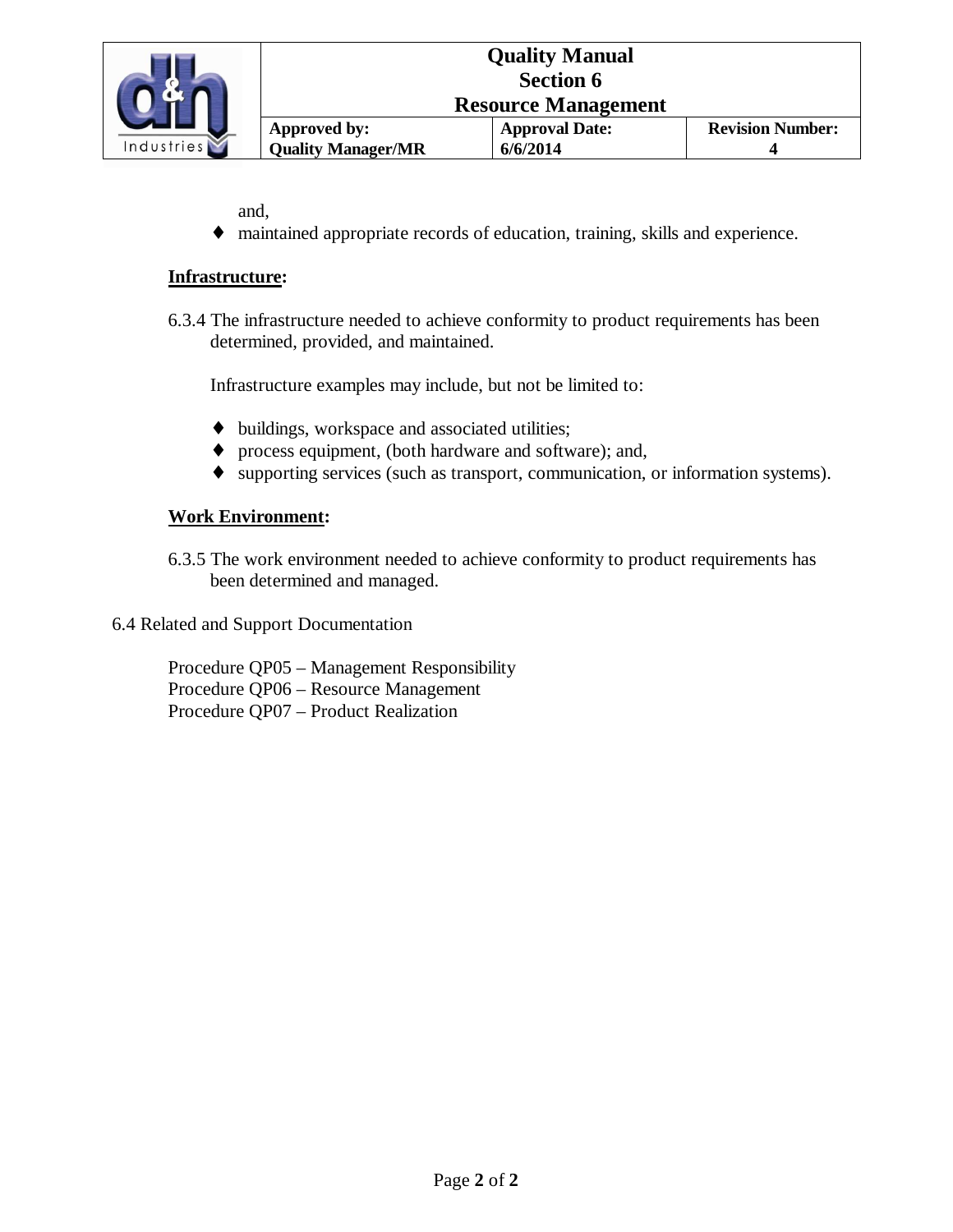and,

- maintained appropriate records of education, training, skills and experience.

**Infrastructure:**

6.3.4 The infrastructure needed to achieve conformity to product requirements has been determined, provided, and maintained.

Infrastructure examples may include, but not be limited to:

- buildings, workspace and associated utilities;
- process equipment, (both hardware and software); and,
- supporting services (such as transport, communication, or information systems).

**Work Environment:**

6.3.5 The work environment needed to achieve conformity to product requirements has been determined and managed.

6.4 Related and Support Documentation

Procedure QP05 – Management Responsibility
Procedure QP06 – Resource Management
Procedure QP07 – Product Realization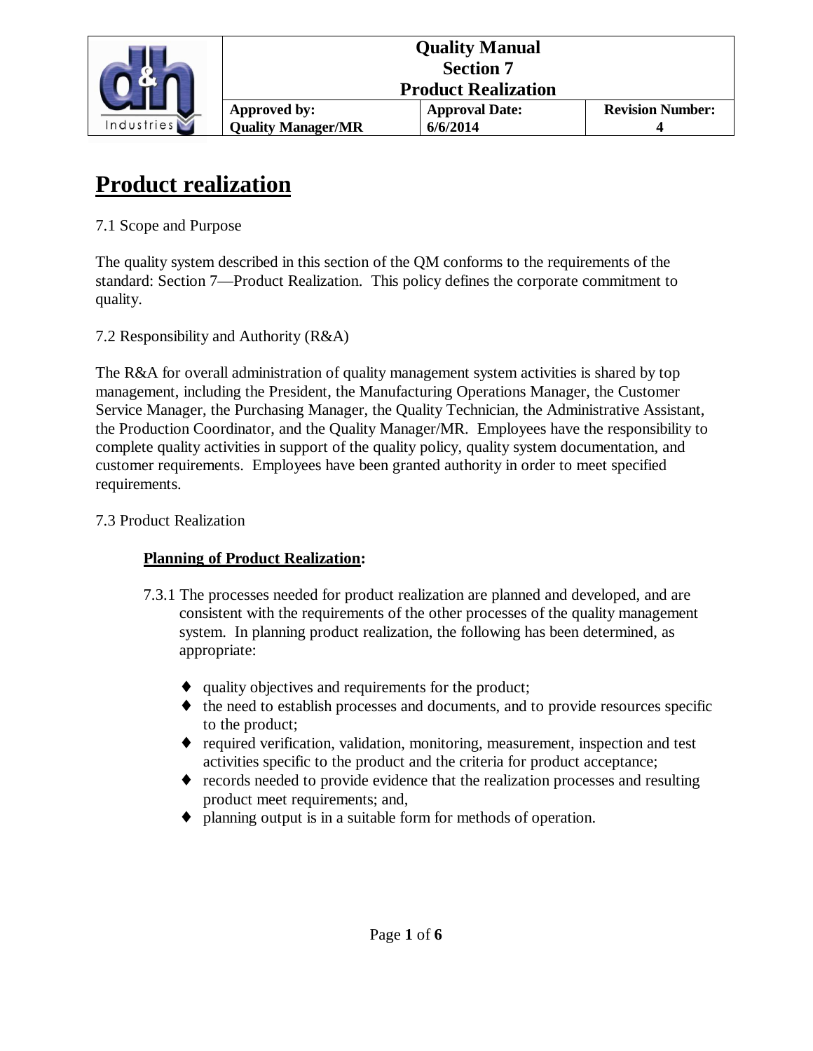# Product realization

7.1 Scope and Purpose

The quality system described in this section of the QM conforms to the requirements of the standard: Section 7—Product Realization. This policy defines the corporate commitment to quality.

7.2 Responsibility and Authority (R&A)

The R&A for overall administration of quality management system activities is shared by top management, including the President, the Manufacturing Operations Manager, the Customer Service Manager, the Purchasing Manager, the Quality Technician, the Administrative Assistant, the Production Coordinator, and the Quality Manager/MR. Employees have the responsibility to complete quality activities in support of the quality policy, quality system documentation, and customer requirements. Employees have been granted authority in order to meet specified requirements.

7.3 Product Realization

**Planning of Product Realization:**

7.3.1 The processes needed for product realization are planned and developed, and are consistent with the requirements of the other processes of the quality management system. In planning product realization, the following has been determined, as appropriate:

- quality objectives and requirements for the product;
- the need to establish processes and documents, and to provide resources specific to the product;
- required verification, validation, monitoring, measurement, inspection and test activities specific to the product and the criteria for product acceptance;
- records needed to provide evidence that the realization processes and resulting product meet requirements; and,
- planning output is in a suitable form for methods of operation.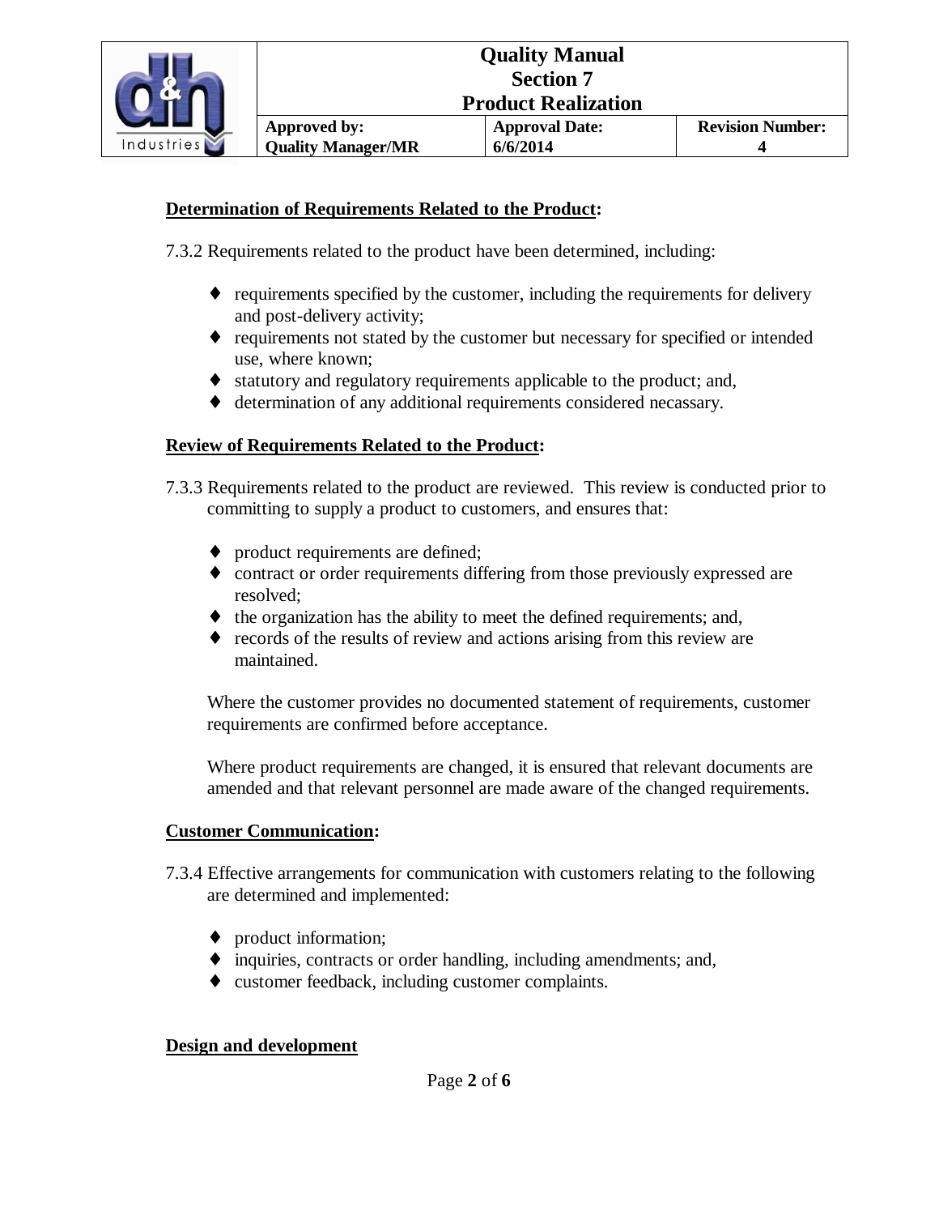**Determination of Requirements Related to the Product:**

7.3.2 Requirements related to the product have been determined, including:

- requirements specified by the customer, including the requirements for delivery and post-delivery activity;
- requirements not stated by the customer but necessary for specified or intended use, where known;
- statutory and regulatory requirements applicable to the product; and,
- determination of any additional requirements considered necassary.

**Review of Requirements Related to the Product:**

7.3.3 Requirements related to the product are reviewed. This review is conducted prior to committing to supply a product to customers, and ensures that:

- product requirements are defined;
- contract or order requirements differing from those previously expressed are resolved;
- the organization has the ability to meet the defined requirements; and,
- records of the results of review and actions arising from this review are maintained.

Where the customer provides no documented statement of requirements, customer requirements are confirmed before acceptance.

Where product requirements are changed, it is ensured that relevant documents are amended and that relevant personnel are made aware of the changed requirements.

**Customer Communication:**

7.3.4 Effective arrangements for communication with customers relating to the following are determined and implemented:

- product information;
- inquiries, contracts or order handling, including amendments; and,
- customer feedback, including customer complaints.

**Design and development**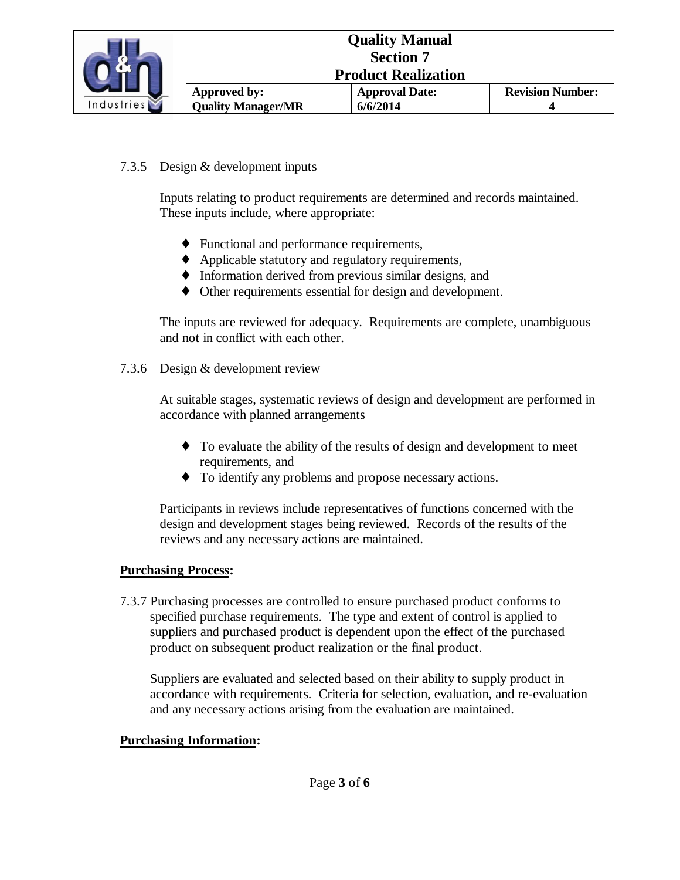7.3.5 Design & development inputs

Inputs relating to product requirements are determined and records maintained. These inputs include, where appropriate:

- Functional and performance requirements,
- Applicable statutory and regulatory requirements,
- Information derived from previous similar designs, and
- Other requirements essential for design and development.

The inputs are reviewed for adequacy. Requirements are complete, unambiguous and not in conflict with each other.

7.3.6 Design & development review

At suitable stages, systematic reviews of design and development are performed in accordance with planned arrangements

- To evaluate the ability of the results of design and development to meet requirements, and
- To identify any problems and propose necessary actions.

Participants in reviews include representatives of functions concerned with the design and development stages being reviewed. Records of the results of the reviews and any necessary actions are maintained.

**Purchasing Process:**

7.3.7 Purchasing processes are controlled to ensure purchased product conforms to specified purchase requirements. The type and extent of control is applied to suppliers and purchased product is dependent upon the effect of the purchased product on subsequent product realization or the final product.

Suppliers are evaluated and selected based on their ability to supply product in accordance with requirements. Criteria for selection, evaluation, and re-evaluation and any necessary actions arising from the evaluation are maintained.

**Purchasing Information:**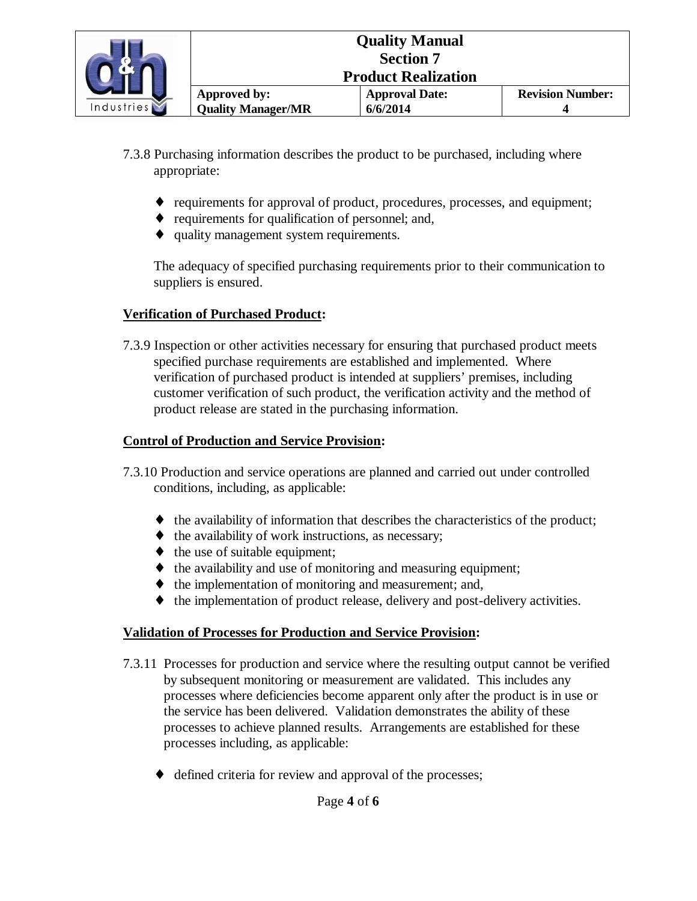7.3.8 Purchasing information describes the product to be purchased, including where appropriate:

- requirements for approval of product, procedures, processes, and equipment;
- requirements for qualification of personnel; and,
- quality management system requirements.

The adequacy of specified purchasing requirements prior to their communication to suppliers is ensured.

**Verification of Purchased Product:**

7.3.9 Inspection or other activities necessary for ensuring that purchased product meets specified purchase requirements are established and implemented. Where verification of purchased product is intended at suppliers' premises, including customer verification of such product, the verification activity and the method of product release are stated in the purchasing information.

**Control of Production and Service Provision:**

7.3.10 Production and service operations are planned and carried out under controlled conditions, including, as applicable:

- the availability of information that describes the characteristics of the product;
- the availability of work instructions, as necessary;
- the use of suitable equipment;
- the availability and use of monitoring and measuring equipment;
- the implementation of monitoring and measurement; and,
- the implementation of product release, delivery and post-delivery activities.

**Validation of Processes for Production and Service Provision:**

7.3.11 Processes for production and service where the resulting output cannot be verified by subsequent monitoring or measurement are validated. This includes any processes where deficiencies become apparent only after the product is in use or the service has been delivered. Validation demonstrates the ability of these processes to achieve planned results. Arrangements are established for these processes including, as applicable:

- defined criteria for review and approval of the processes;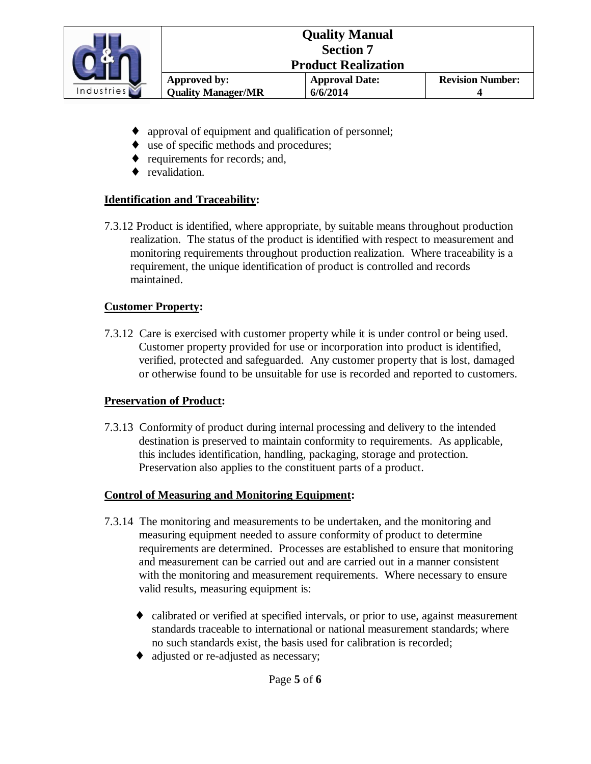- approval of equipment and qualification of personnel;
- use of specific methods and procedures;
- requirements for records; and,
- revalidation.

**<u>Identification and Traceability</u>:**

7.3.12 Product is identified, where appropriate, by suitable means throughout production realization. The status of the product is identified with respect to measurement and monitoring requirements throughout production realization. Where traceability is a requirement, the unique identification of product is controlled and records maintained.

**<u>Customer Property</u>:**

7.3.12 Care is exercised with customer property while it is under control or being used. Customer property provided for use or incorporation into product is identified, verified, protected and safeguarded. Any customer property that is lost, damaged or otherwise found to be unsuitable for use is recorded and reported to customers.

**<u>Preservation of Product</u>:**

7.3.13 Conformity of product during internal processing and delivery to the intended destination is preserved to maintain conformity to requirements. As applicable, this includes identification, handling, packaging, storage and protection. Preservation also applies to the constituent parts of a product.

**<u>Control of Measuring and Monitoring Equipment</u>:**

7.3.14 The monitoring and measurements to be undertaken, and the monitoring and measuring equipment needed to assure conformity of product to determine requirements are determined. Processes are established to ensure that monitoring and measurement can be carried out and are carried out in a manner consistent with the monitoring and measurement requirements. Where necessary to ensure valid results, measuring equipment is:

- calibrated or verified at specified intervals, or prior to use, against measurement standards traceable to international or national measurement standards; where no such standards exist, the basis used for calibration is recorded;
- adjusted or re-adjusted as necessary;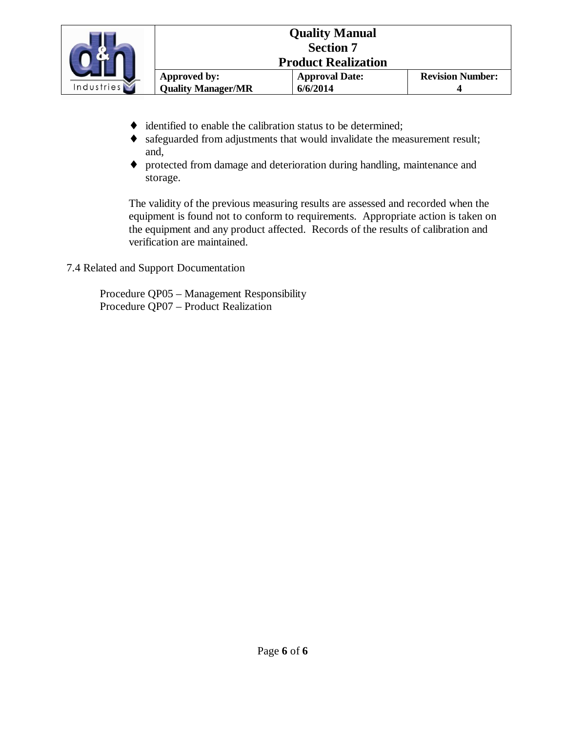- identified to enable the calibration status to be determined;
- safeguarded from adjustments that would invalidate the measurement result; and,
- protected from damage and deterioration during handling, maintenance and storage.

The validity of the previous measuring results are assessed and recorded when the equipment is found not to conform to requirements. Appropriate action is taken on the equipment and any product affected. Records of the results of calibration and verification are maintained.

## 7.4 Related and Support Documentation

Procedure QP05 – Management Responsibility
Procedure QP07 – Product Realization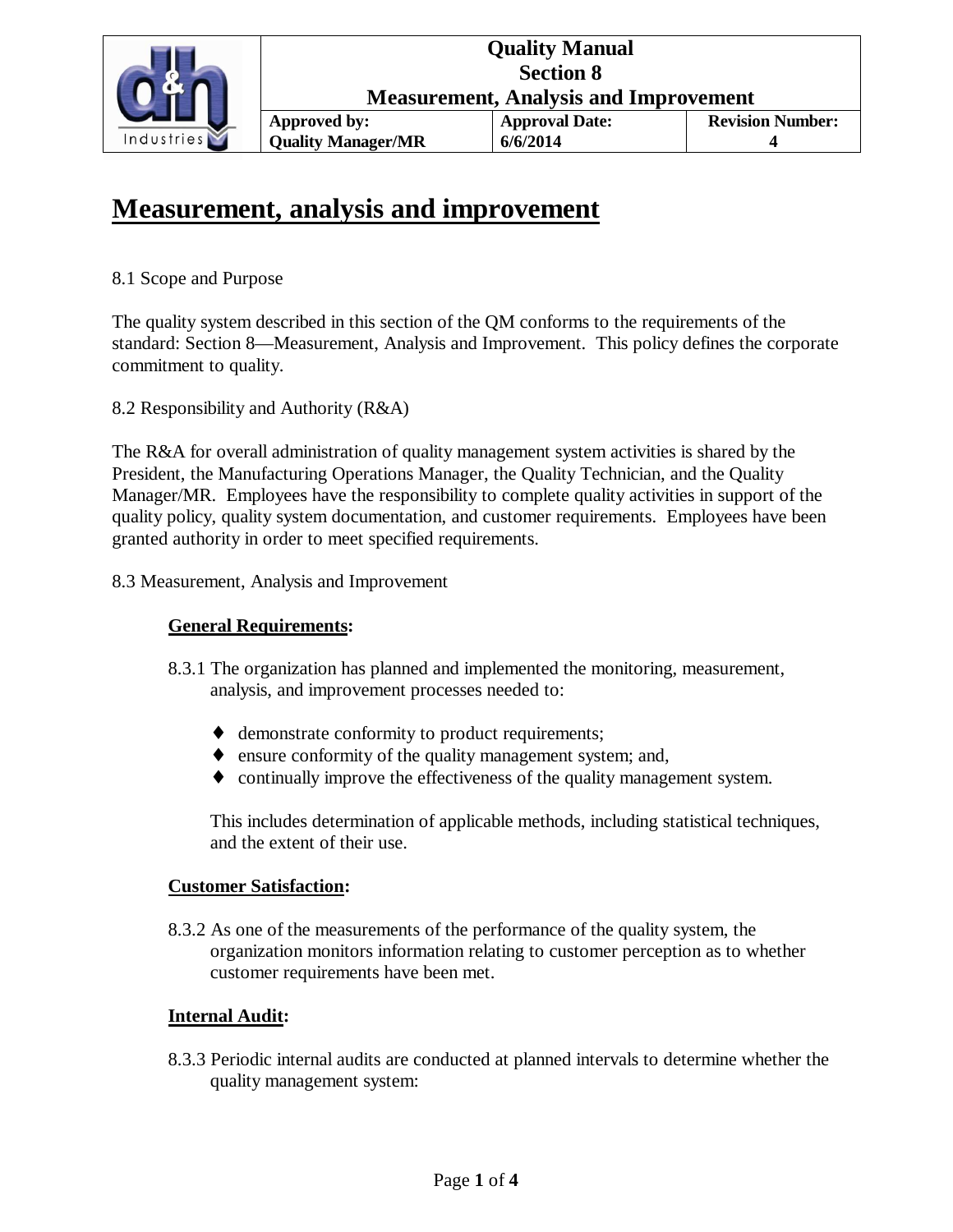# Measurement, analysis and improvement

8.1 Scope and Purpose

The quality system described in this section of the QM conforms to the requirements of the standard: Section 8—Measurement, Analysis and Improvement. This policy defines the corporate commitment to quality.

8.2 Responsibility and Authority (R&A)

The R&A for overall administration of quality management system activities is shared by the President, the Manufacturing Operations Manager, the Quality Technician, and the Quality Manager/MR. Employees have the responsibility to complete quality activities in support of the quality policy, quality system documentation, and customer requirements. Employees have been granted authority in order to meet specified requirements.

8.3 Measurement, Analysis and Improvement

**General Requirements:**

8.3.1 The organization has planned and implemented the monitoring, measurement, analysis, and improvement processes needed to:

- demonstrate conformity to product requirements;
- ensure conformity of the quality management system; and,
- continually improve the effectiveness of the quality management system.

This includes determination of applicable methods, including statistical techniques, and the extent of their use.

**Customer Satisfaction:**

8.3.2 As one of the measurements of the performance of the quality system, the organization monitors information relating to customer perception as to whether customer requirements have been met.

**Internal Audit:**

8.3.3 Periodic internal audits are conducted at planned intervals to determine whether the quality management system: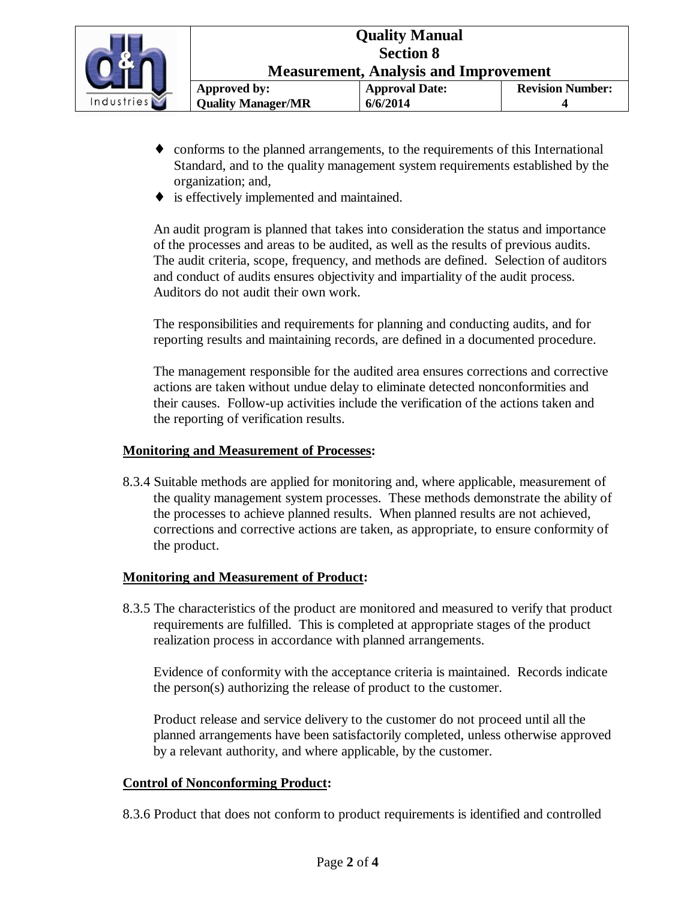- conforms to the planned arrangements, to the requirements of this International Standard, and to the quality management system requirements established by the organization; and,
- is effectively implemented and maintained.

An audit program is planned that takes into consideration the status and importance of the processes and areas to be audited, as well as the results of previous audits. The audit criteria, scope, frequency, and methods are defined. Selection of auditors and conduct of audits ensures objectivity and impartiality of the audit process. Auditors do not audit their own work.

The responsibilities and requirements for planning and conducting audits, and for reporting results and maintaining records, are defined in a documented procedure.

The management responsible for the audited area ensures corrections and corrective actions are taken without undue delay to eliminate detected nonconformities and their causes. Follow-up activities include the verification of the actions taken and the reporting of verification results.

**Monitoring and Measurement of Processes:**

8.3.4 Suitable methods are applied for monitoring and, where applicable, measurement of the quality management system processes. These methods demonstrate the ability of the processes to achieve planned results. When planned results are not achieved, corrections and corrective actions are taken, as appropriate, to ensure conformity of the product.

**Monitoring and Measurement of Product:**

8.3.5 The characteristics of the product are monitored and measured to verify that product requirements are fulfilled. This is completed at appropriate stages of the product realization process in accordance with planned arrangements.

Evidence of conformity with the acceptance criteria is maintained. Records indicate the person(s) authorizing the release of product to the customer.

Product release and service delivery to the customer do not proceed until all the planned arrangements have been satisfactorily completed, unless otherwise approved by a relevant authority, and where applicable, by the customer.

**Control of Nonconforming Product:**

8.3.6 Product that does not conform to product requirements is identified and controlled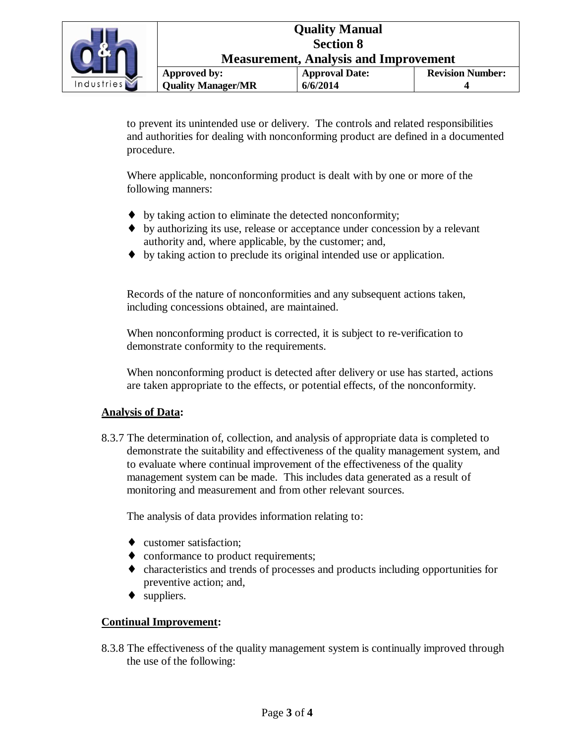to prevent its unintended use or delivery. The controls and related responsibilities and authorities for dealing with nonconforming product are defined in a documented procedure.

Where applicable, nonconforming product is dealt with by one or more of the following manners:

- by taking action to eliminate the detected nonconformity;
- by authorizing its use, release or acceptance under concession by a relevant authority and, where applicable, by the customer; and,
- by taking action to preclude its original intended use or application.

Records of the nature of nonconformities and any subsequent actions taken, including concessions obtained, are maintained.

When nonconforming product is corrected, it is subject to re-verification to demonstrate conformity to the requirements.

When nonconforming product is detected after delivery or use has started, actions are taken appropriate to the effects, or potential effects, of the nonconformity.

**Analysis of Data:**

8.3.7 The determination of, collection, and analysis of appropriate data is completed to demonstrate the suitability and effectiveness of the quality management system, and to evaluate where continual improvement of the effectiveness of the quality management system can be made. This includes data generated as a result of monitoring and measurement and from other relevant sources.

The analysis of data provides information relating to:

- customer satisfaction;
- conformance to product requirements;
- characteristics and trends of processes and products including opportunities for preventive action; and,
- suppliers.

**Continual Improvement:**

8.3.8 The effectiveness of the quality management system is continually improved through the use of the following: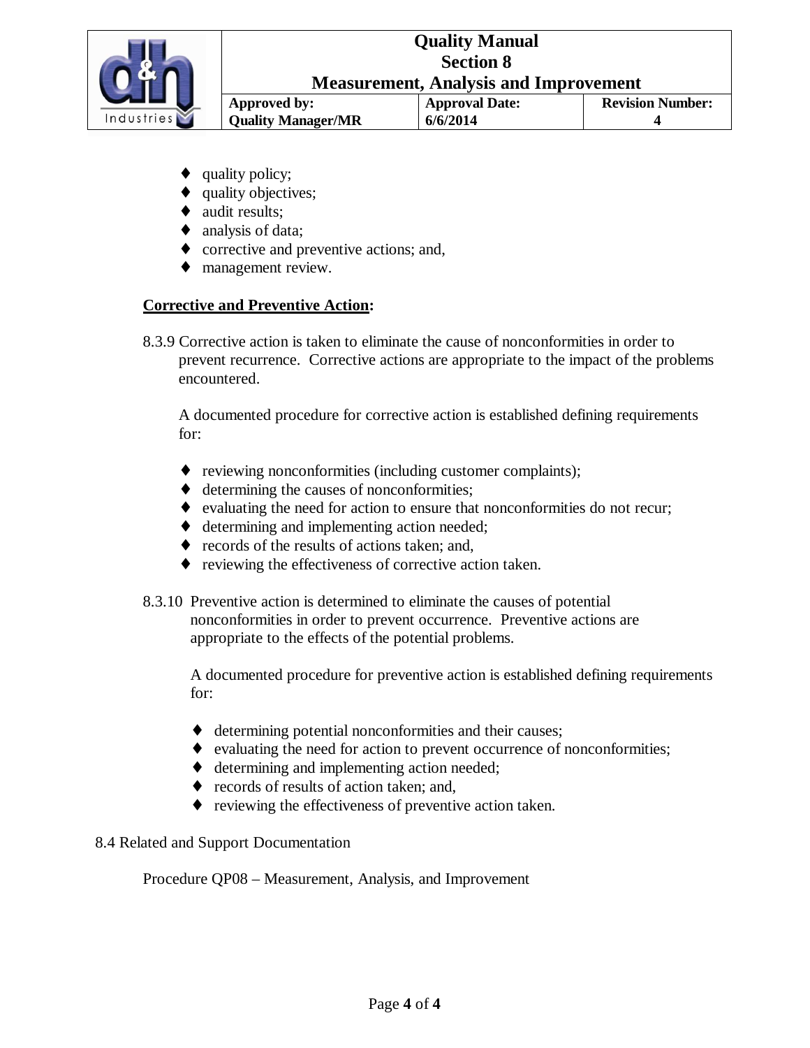- quality policy;
- quality objectives;
- audit results;
- analysis of data;
- corrective and preventive actions; and,
- management review.

**Corrective and Preventive Action:**

8.3.9 Corrective action is taken to eliminate the cause of nonconformities in order to prevent recurrence. Corrective actions are appropriate to the impact of the problems encountered.

A documented procedure for corrective action is established defining requirements for:

- reviewing nonconformities (including customer complaints);
- determining the causes of nonconformities;
- evaluating the need for action to ensure that nonconformities do not recur;
- determining and implementing action needed;
- records of the results of actions taken; and,
- reviewing the effectiveness of corrective action taken.

8.3.10 Preventive action is determined to eliminate the causes of potential nonconformities in order to prevent occurrence. Preventive actions are appropriate to the effects of the potential problems.

A documented procedure for preventive action is established defining requirements for:

- determining potential nonconformities and their causes;
- evaluating the need for action to prevent occurrence of nonconformities;
- determining and implementing action needed;
- records of results of action taken; and,
- reviewing the effectiveness of preventive action taken.

8.4 Related and Support Documentation

Procedure QP08 – Measurement, Analysis, and Improvement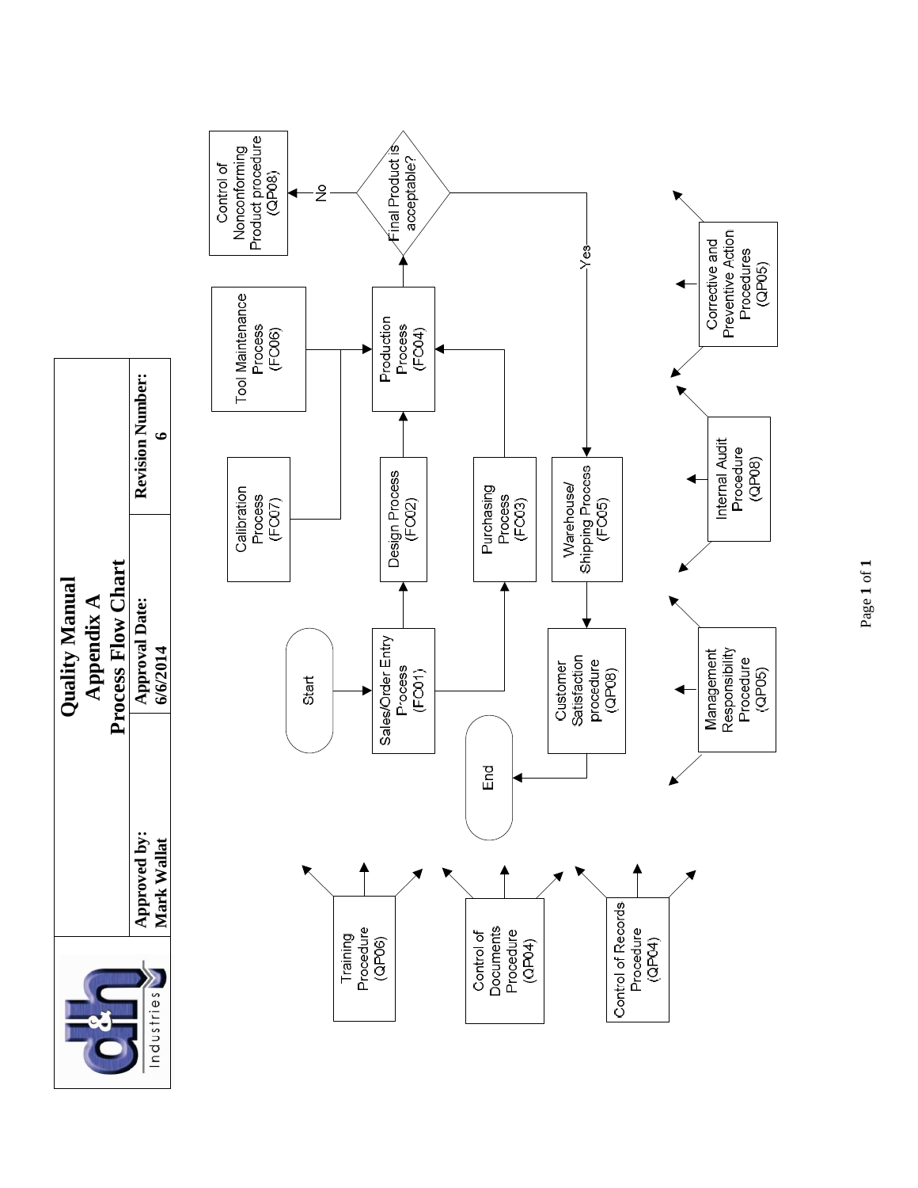# Quality Manual
## Appendix A
## Process Flow Chart

| Approved by: | Approval Date: | Revision Number: |
|---|---|---|
| Mark Wallat | 6/6/2014 | 6 |

Start

Sales/Order Entry Process (FC01)

Design Process (FC02)

Purchasing Process (FC03)

Calibration Process (FC07)

Tool Maintenance Process (FC06)

Production Process (FC04)

Final Product is acceptable?

No

Control of Nonconforming Product procedure (QP08)

Yes

Warehouse/ Shipping Process (FC05)

Customer Satisfaction procedure (QP08)

End

Training Procedure (QP06)

Control of Documents Procedure (QP04)

Control of Records Procedure (QP04)

Management Responsibility Procedure (QP05)

Internal Audit Procedure (QP08)

Corrective and Preventive Action Procedures (QP05)